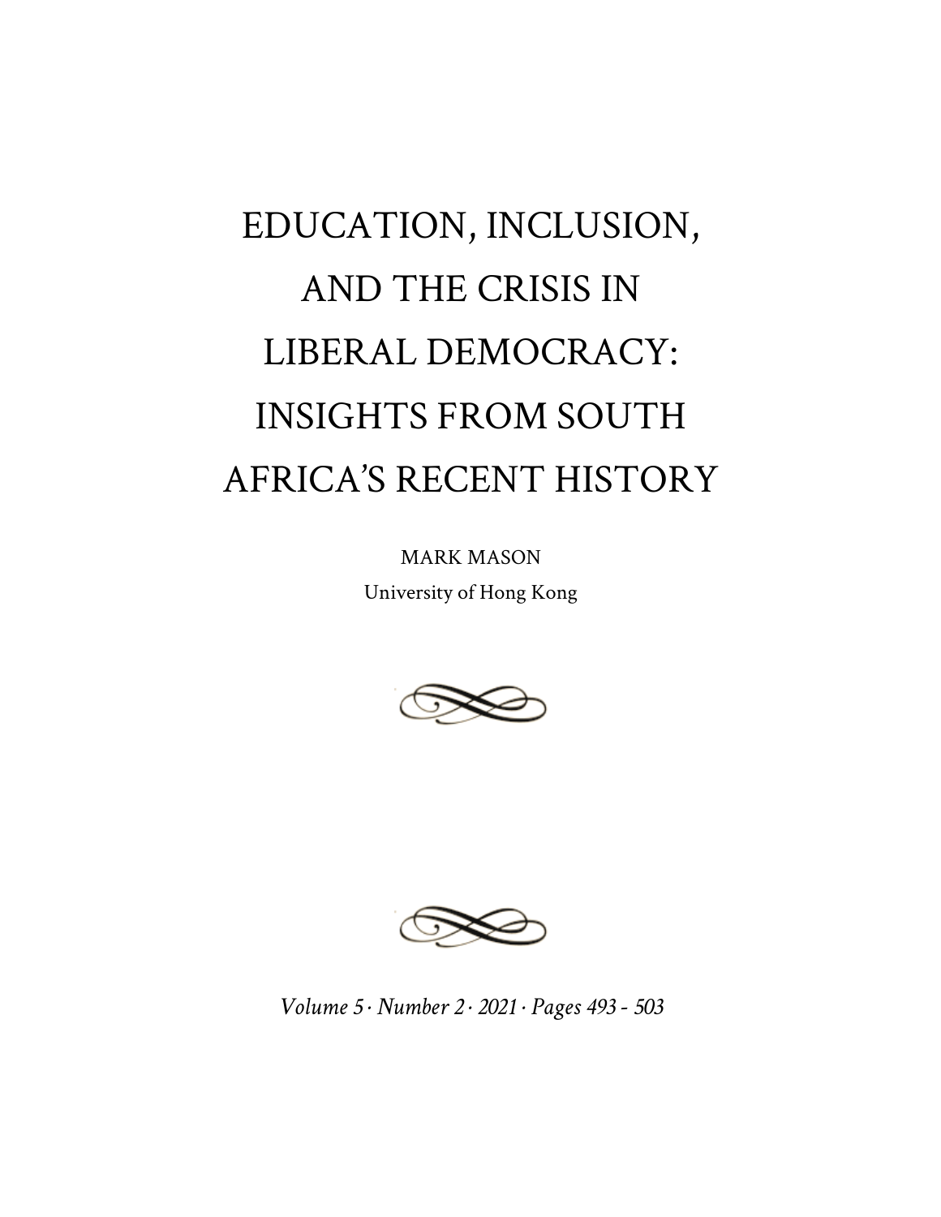# EDUCATION, INCLUSION, AND THE CRISIS IN LIBERAL DEMOCRACY: INSIGHTS FROM SOUTH AFRICA'S RECENT HISTORY

MARK MASON

University of Hong Kong

*Volume 5 · Number 2 · 2021 · Pages 493 - 503*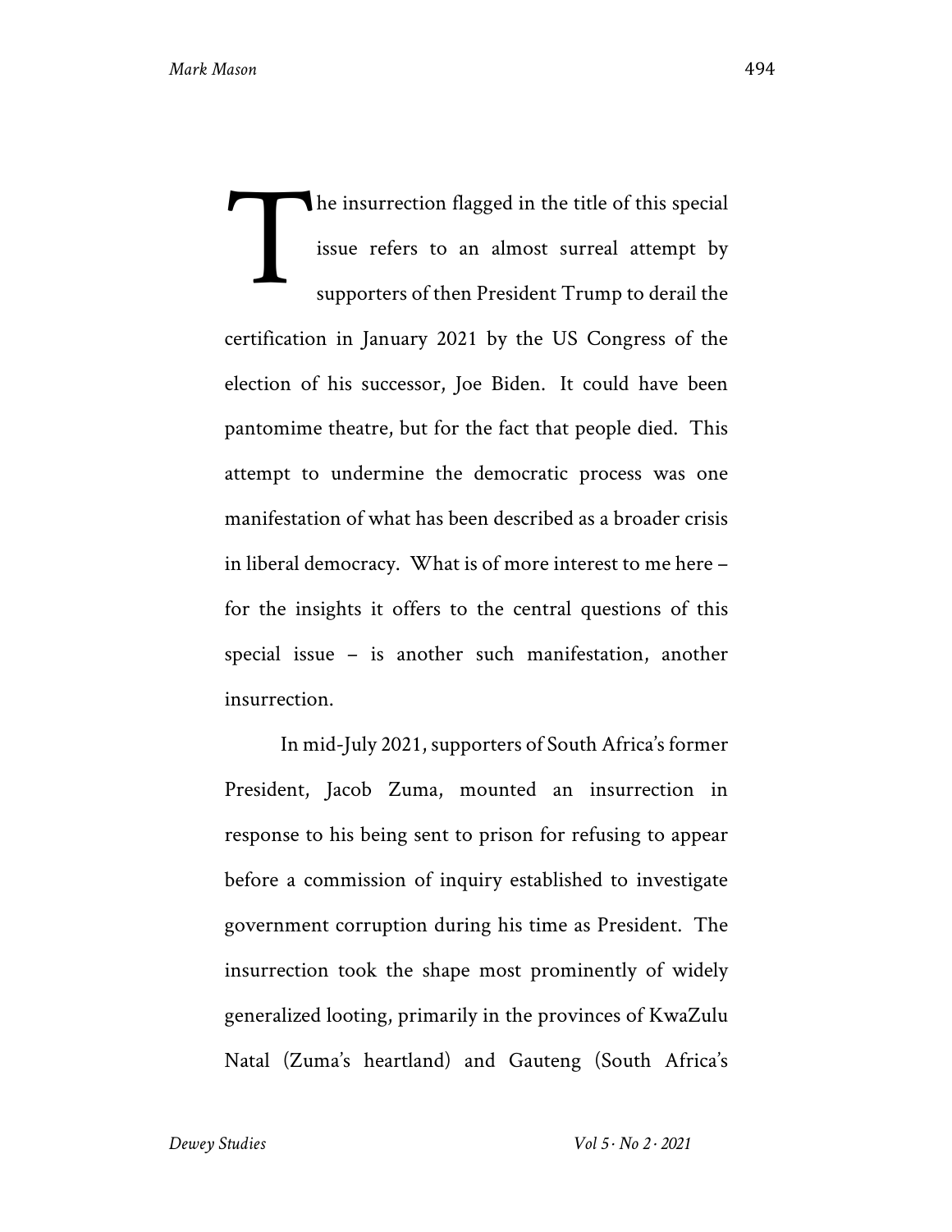The insurrection flagged in the title of this special issue refers to an almost surreal attempt by supporters of then President Trump to derail the certification in January 2021 by the US Congress of the election of his successor, Joe Biden. It could have been pantomime theatre, but for the fact that people died. This attempt to undermine the democratic process was one manifestation of what has been described as a broader crisis in liberal democracy. What is of more interest to me here – for the insights it offers to the central questions of this special issue – is another such manifestation, another insurrection.

In mid-July 2021, supporters of South Africa's former President, Jacob Zuma, mounted an insurrection in response to his being sent to prison for refusing to appear before a commission of inquiry established to investigate government corruption during his time as President. The insurrection took the shape most prominently of widely generalized looting, primarily in the provinces of KwaZulu Natal (Zuma's heartland) and Gauteng (South Africa's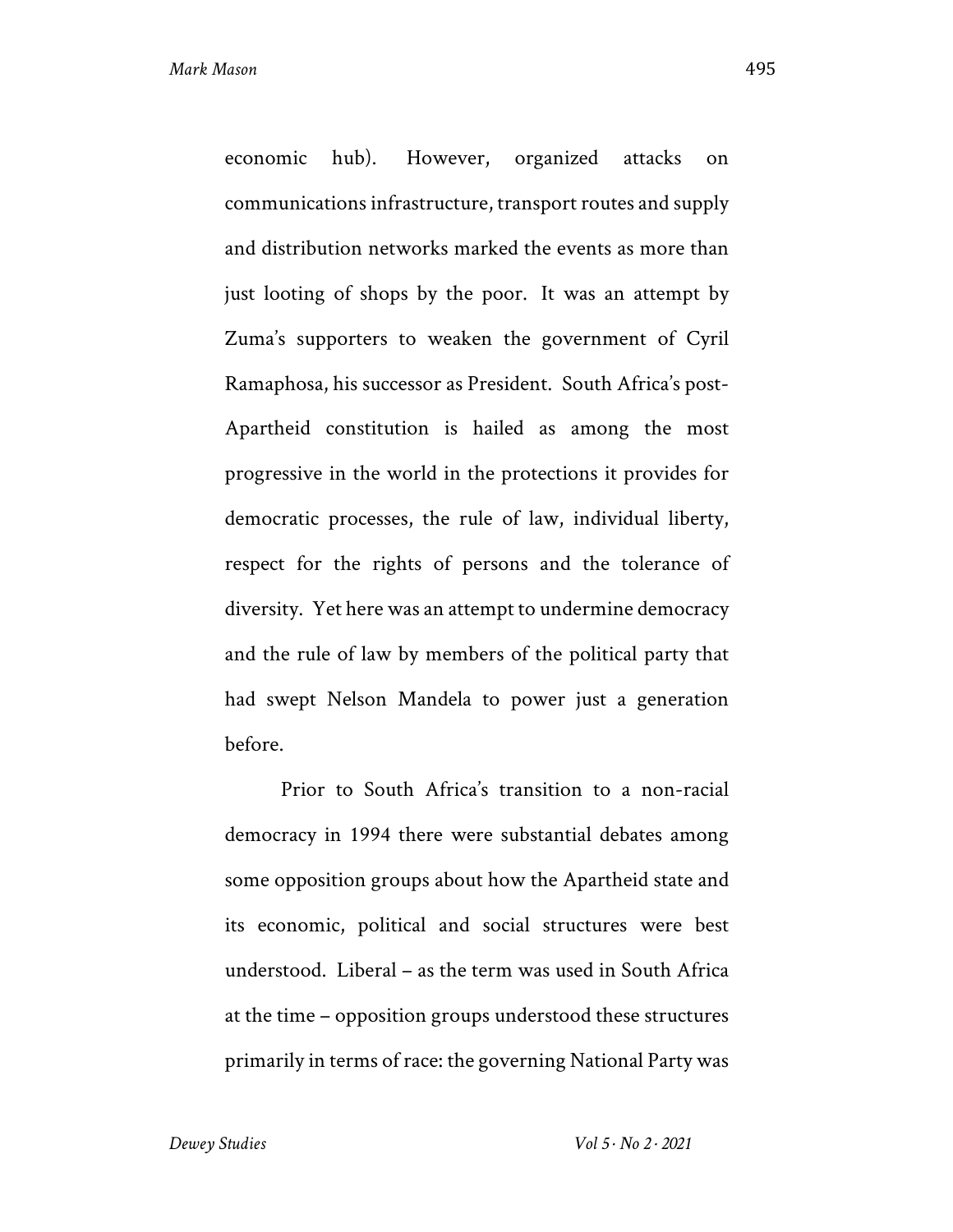economic hub). However, organized attacks on communications infrastructure, transport routes and supply and distribution networks marked the events as more than just looting of shops by the poor. It was an attempt by Zuma's supporters to weaken the government of Cyril Ramaphosa, his successor as President. South Africa's post-Apartheid constitution is hailed as among the most progressive in the world in the protections it provides for democratic processes, the rule of law, individual liberty, respect for the rights of persons and the tolerance of diversity. Yet here was an attempt to undermine democracy and the rule of law by members of the political party that had swept Nelson Mandela to power just a generation before.

Prior to South Africa's transition to a non-racial democracy in 1994 there were substantial debates among some opposition groups about how the Apartheid state and its economic, political and social structures were best understood. Liberal – as the term was used in South Africa at the time – opposition groups understood these structures primarily in terms of race: the governing National Party was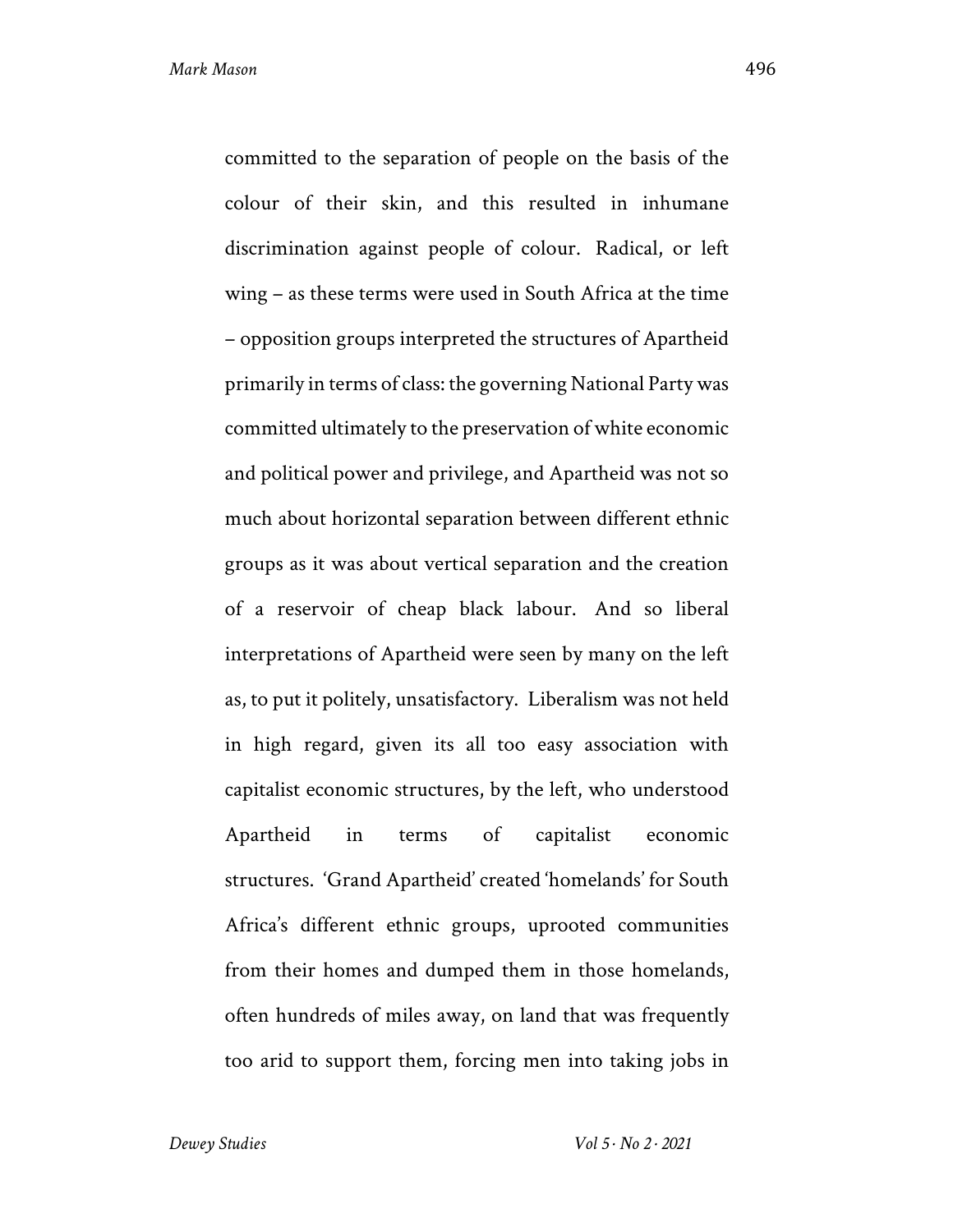committed to the separation of people on the basis of the colour of their skin, and this resulted in inhumane discrimination against people of colour. Radical, or left wing – as these terms were used in South Africa at the time – opposition groups interpreted the structures of Apartheid primarily in terms of class: the governing National Party was committed ultimately to the preservation of white economic and political power and privilege, and Apartheid was not so much about horizontal separation between different ethnic groups as it was about vertical separation and the creation of a reservoir of cheap black labour. And so liberal interpretations of Apartheid were seen by many on the left as, to put it politely, unsatisfactory. Liberalism was not held in high regard, given its all too easy association with capitalist economic structures, by the left, who understood Apartheid in terms of capitalist economic structures. 'Grand Apartheid' created 'homelands' for South Africa's different ethnic groups, uprooted communities from their homes and dumped them in those homelands, often hundreds of miles away, on land that was frequently too arid to support them, forcing men into taking jobs in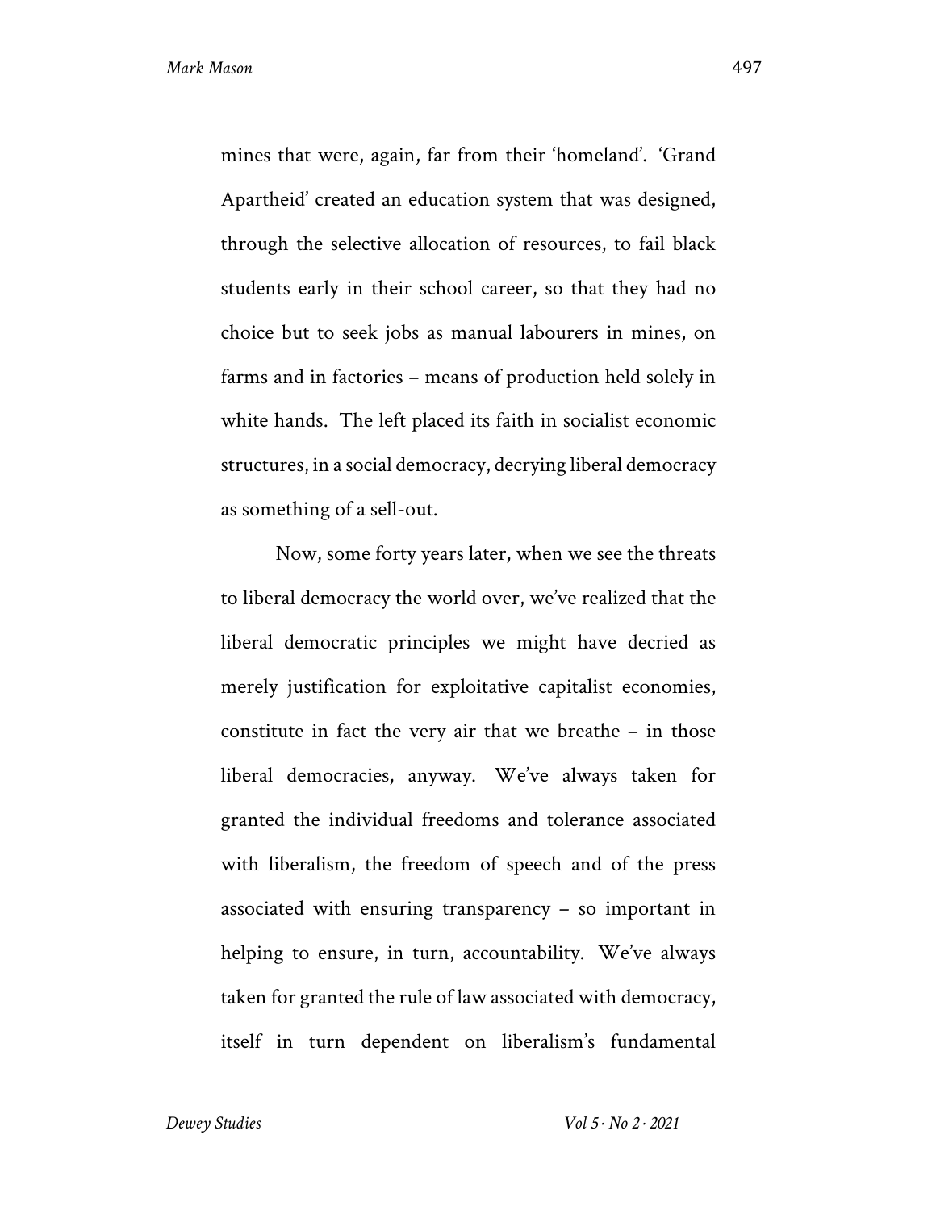mines that were, again, far from their 'homeland'. 'Grand Apartheid' created an education system that was designed, through the selective allocation of resources, to fail black students early in their school career, so that they had no choice but to seek jobs as manual labourers in mines, on farms and in factories – means of production held solely in white hands. The left placed its faith in socialist economic structures, in a social democracy, decrying liberal democracy as something of a sell-out.

Now, some forty years later, when we see the threats to liberal democracy the world over, we've realized that the liberal democratic principles we might have decried as merely justification for exploitative capitalist economies, constitute in fact the very air that we breathe – in those liberal democracies, anyway. We've always taken for granted the individual freedoms and tolerance associated with liberalism, the freedom of speech and of the press associated with ensuring transparency – so important in helping to ensure, in turn, accountability. We've always taken for granted the rule of law associated with democracy, itself in turn dependent on liberalism's fundamental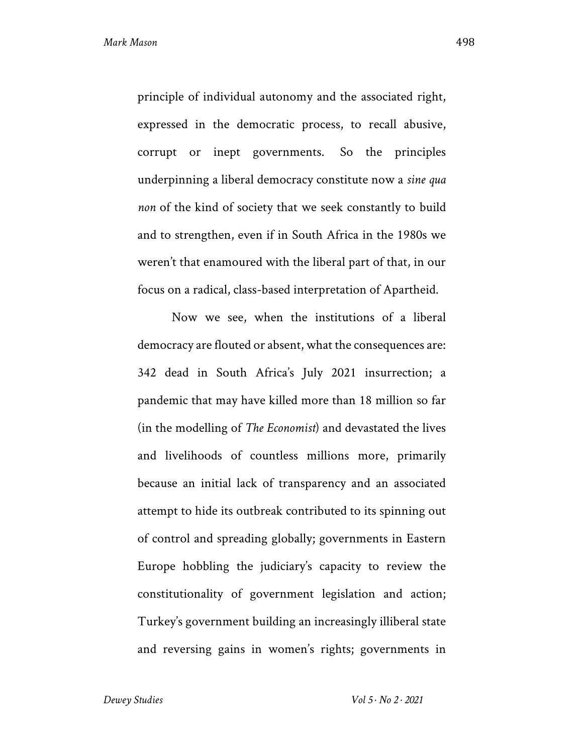principle of individual autonomy and the associated right, expressed in the democratic process, to recall abusive, corrupt or inept governments. So the principles underpinning a liberal democracy constitute now a *sine qua non* of the kind of society that we seek constantly to build and to strengthen, even if in South Africa in the 1980s we weren't that enamoured with the liberal part of that, in our focus on a radical, class-based interpretation of Apartheid.

Now we see, when the institutions of a liberal democracy are flouted or absent, what the consequences are: 342 dead in South Africa's July 2021 insurrection; a pandemic that may have killed more than 18 million so far (in the modelling of *The Economist*) and devastated the lives and livelihoods of countless millions more, primarily because an initial lack of transparency and an associated attempt to hide its outbreak contributed to its spinning out of control and spreading globally; governments in Eastern Europe hobbling the judiciary's capacity to review the constitutionality of government legislation and action; Turkey's government building an increasingly illiberal state and reversing gains in women's rights; governments in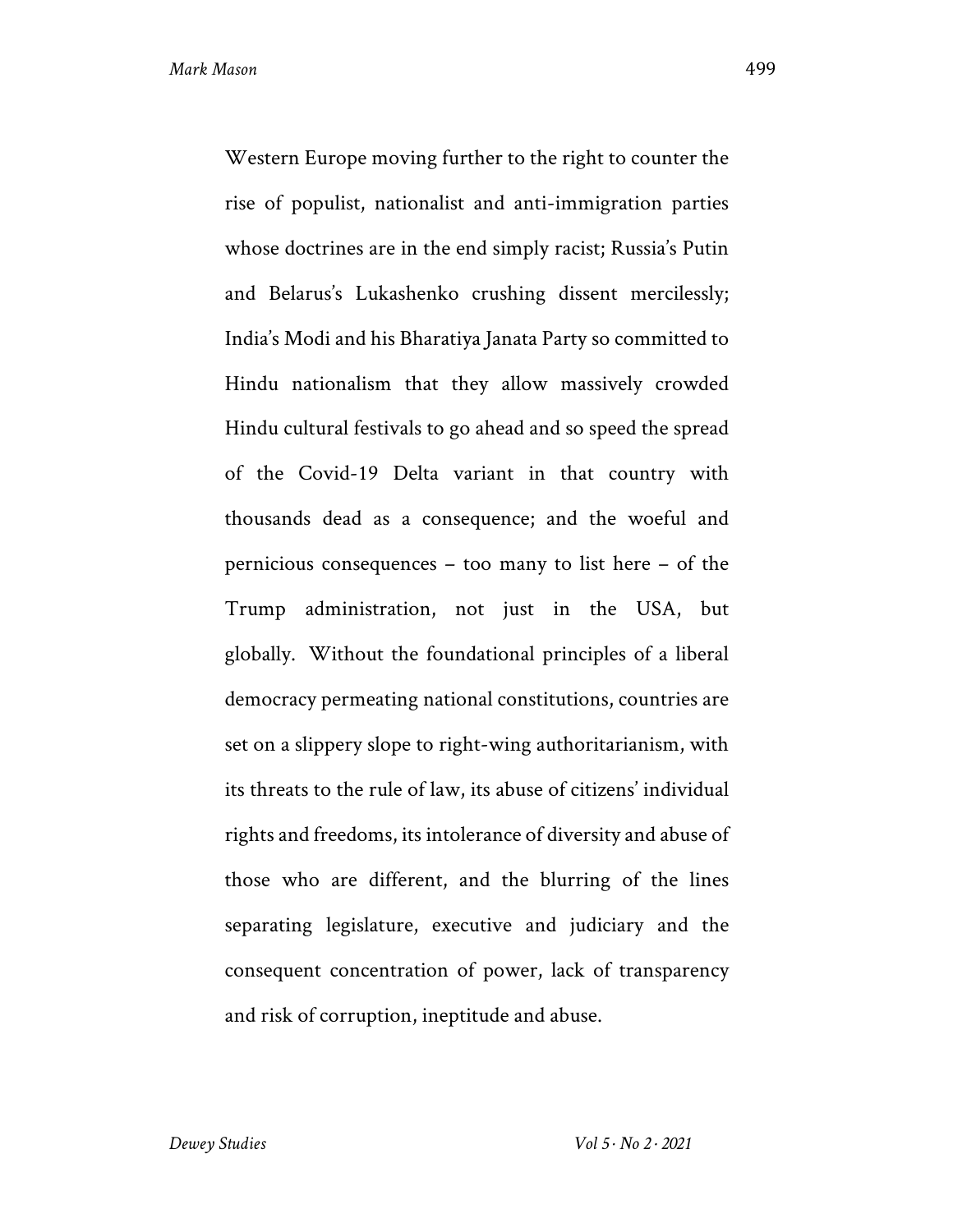Western Europe moving further to the right to counter the rise of populist, nationalist and anti-immigration parties whose doctrines are in the end simply racist; Russia's Putin and Belarus's Lukashenko crushing dissent mercilessly; India's Modi and his Bharatiya Janata Party so committed to Hindu nationalism that they allow massively crowded Hindu cultural festivals to go ahead and so speed the spread of the Covid-19 Delta variant in that country with thousands dead as a consequence; and the woeful and pernicious consequences – too many to list here – of the Trump administration, not just in the USA, but globally. Without the foundational principles of a liberal democracy permeating national constitutions, countries are set on a slippery slope to right-wing authoritarianism, with its threats to the rule of law, its abuse of citizens' individual rights and freedoms, its intolerance of diversity and abuse of those who are different, and the blurring of the lines separating legislature, executive and judiciary and the consequent concentration of power, lack of transparency and risk of corruption, ineptitude and abuse.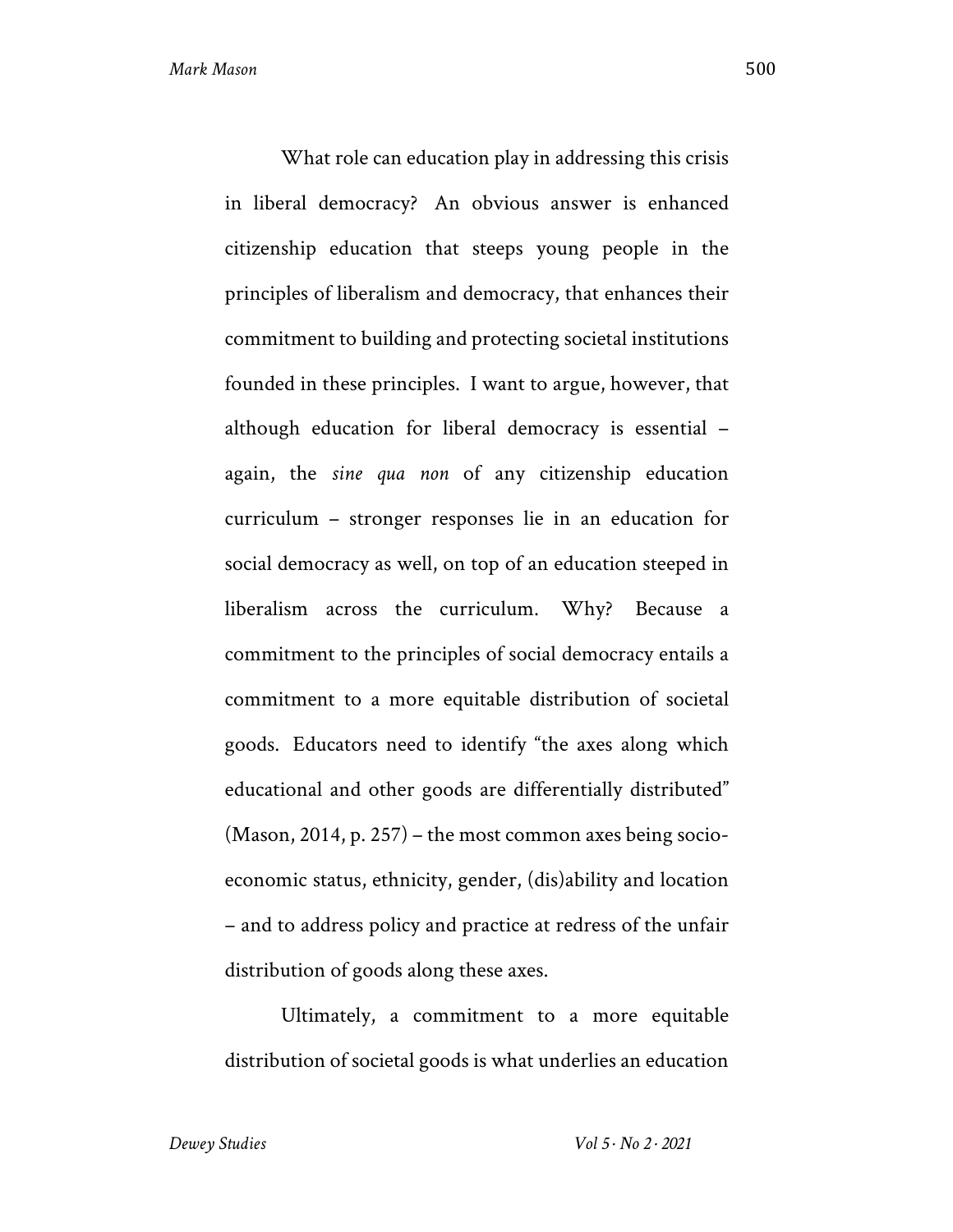What role can education play in addressing this crisis in liberal democracy? An obvious answer is enhanced citizenship education that steeps young people in the principles of liberalism and democracy, that enhances their commitment to building and protecting societal institutions founded in these principles. I want to argue, however, that although education for liberal democracy is essential – again, the *sine qua non* of any citizenship education curriculum – stronger responses lie in an education for social democracy as well, on top of an education steeped in liberalism across the curriculum. Why? Because a commitment to the principles of social democracy entails a commitment to a more equitable distribution of societal goods. Educators need to identify "the axes along which educational and other goods are differentially distributed" (Mason, 2014, p. 257) – the most common axes being socio-economic status, ethnicity, gender, (dis)ability and location – and to address policy and practice at redress of the unfair distribution of goods along these axes.

Ultimately, a commitment to a more equitable distribution of societal goods is what underlies an education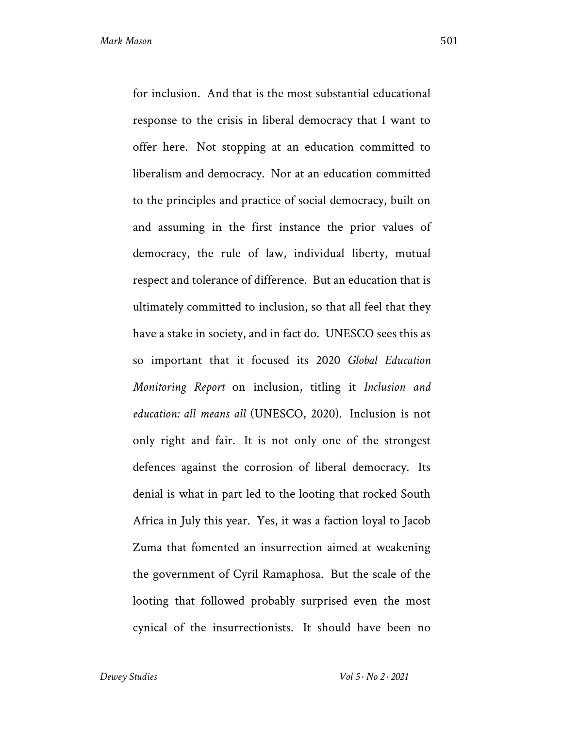for inclusion. And that is the most substantial educational response to the crisis in liberal democracy that I want to offer here. Not stopping at an education committed to liberalism and democracy. Nor at an education committed to the principles and practice of social democracy, built on and assuming in the first instance the prior values of democracy, the rule of law, individual liberty, mutual respect and tolerance of difference. But an education that is ultimately committed to inclusion, so that all feel that they have a stake in society, and in fact do. UNESCO sees this as so important that it focused its 2020 *Global Education Monitoring Report* on inclusion, titling it *Inclusion and education: all means all* (UNESCO, 2020). Inclusion is not only right and fair. It is not only one of the strongest defences against the corrosion of liberal democracy. Its denial is what in part led to the looting that rocked South Africa in July this year. Yes, it was a faction loyal to Jacob Zuma that fomented an insurrection aimed at weakening the government of Cyril Ramaphosa. But the scale of the looting that followed probably surprised even the most cynical of the insurrectionists. It should have been no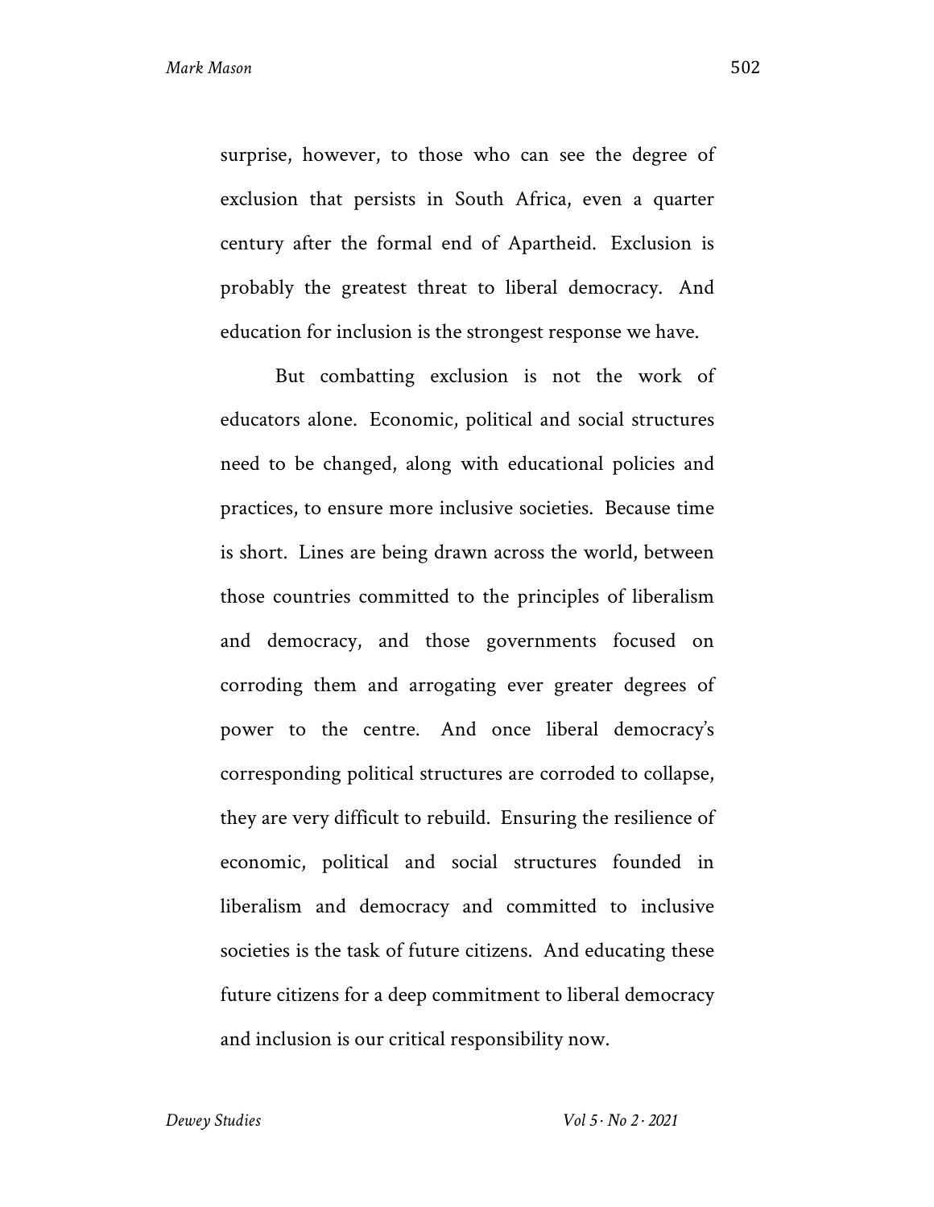surprise, however, to those who can see the degree of exclusion that persists in South Africa, even a quarter century after the formal end of Apartheid. Exclusion is probably the greatest threat to liberal democracy. And education for inclusion is the strongest response we have.

But combatting exclusion is not the work of educators alone. Economic, political and social structures need to be changed, along with educational policies and practices, to ensure more inclusive societies. Because time is short. Lines are being drawn across the world, between those countries committed to the principles of liberalism and democracy, and those governments focused on corroding them and arrogating ever greater degrees of power to the centre. And once liberal democracy's corresponding political structures are corroded to collapse, they are very difficult to rebuild. Ensuring the resilience of economic, political and social structures founded in liberalism and democracy and committed to inclusive societies is the task of future citizens. And educating these future citizens for a deep commitment to liberal democracy and inclusion is our critical responsibility now.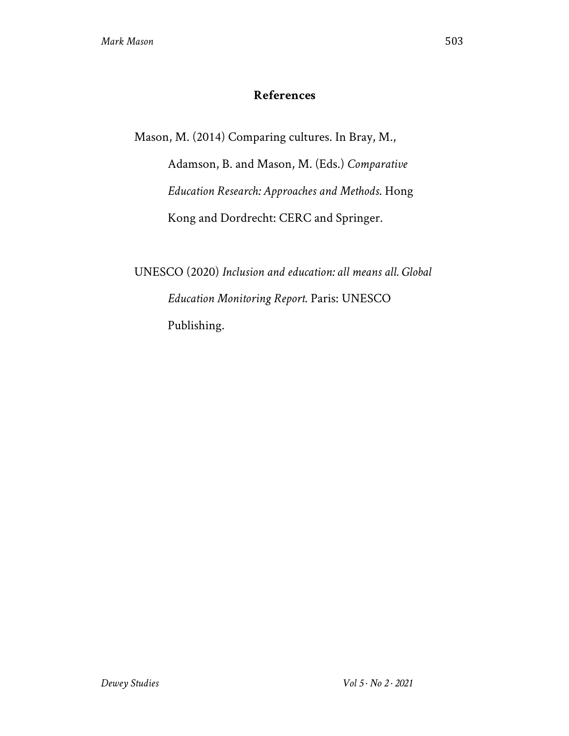## References

Mason, M. (2014) Comparing cultures. In Bray, M., Adamson, B. and Mason, M. (Eds.) *Comparative Education Research: Approaches and Methods*. Hong Kong and Dordrecht: CERC and Springer.

UNESCO (2020) *Inclusion and education: all means all. Global Education Monitoring Report*. Paris: UNESCO Publishing.